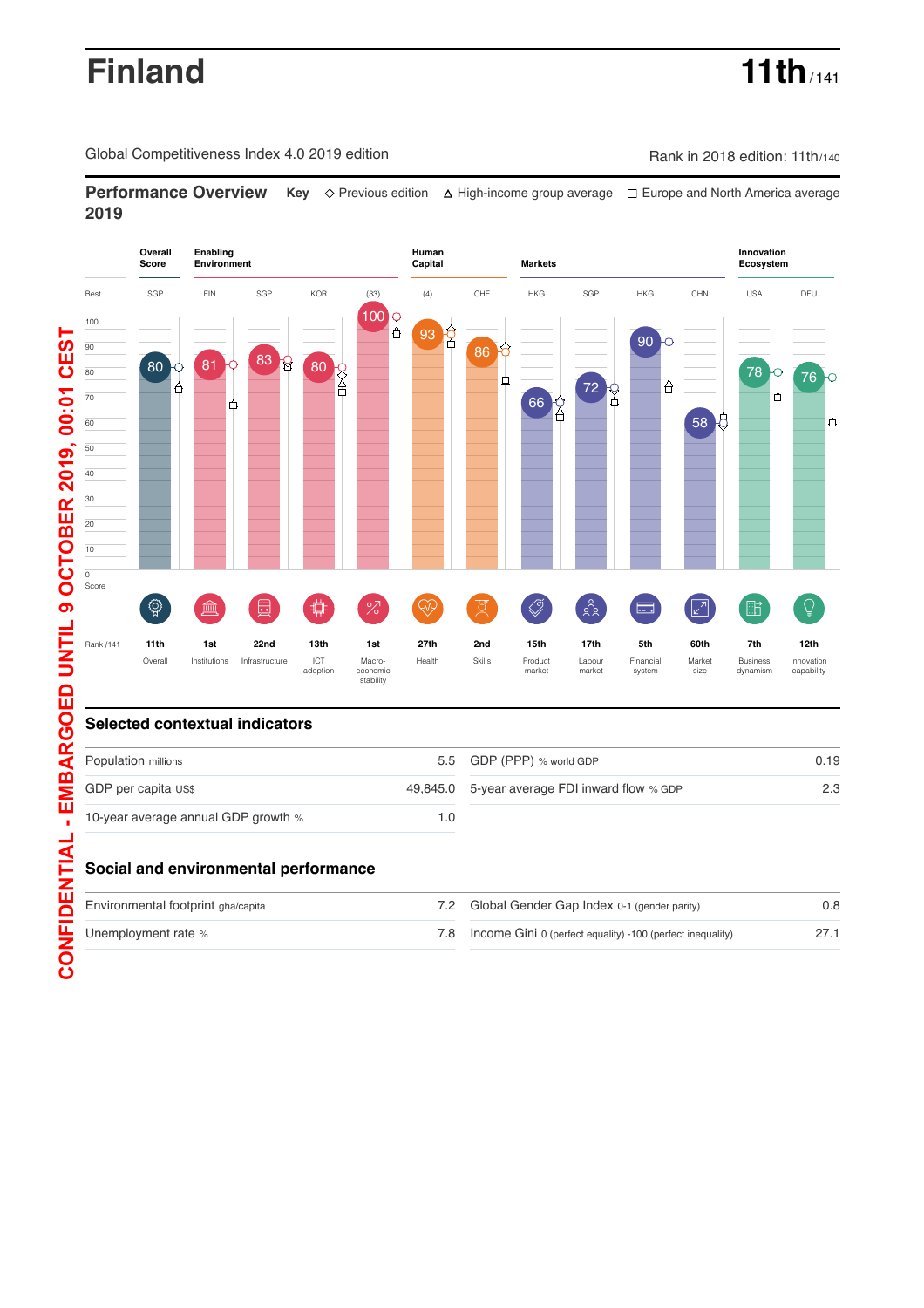# Finland

**11th** / 141

Global Competitiveness Index 4.0 2019 edition

Rank in 2018 edition: 11th/140

CONFIDENTIAL - EMBARGOED UNTIL 9 OCTOBER 2019, 00:01 CEST

## Performance Overview 2019

**Key** ◇ Previous edition △ High-income group average ☐ Europe and North America average

| | Overall Score | Enabling Environment | | | | Human Capital | | Markets | | | | Innovation Ecosystem | |
|---|---|---|---|---|---|---|---|---|---|---|---|---|---|
| Best | SGP | FIN | SGP | KOR | (33) | (4) | CHE | HKG | SGP | HKG | CHN | USA | DEU |
| Score | 80 | 81 | 83 | 80 | 100 | 93 | 86 | 66 | 72 | 90 | 58 | 78 | 76 |
| Rank /141 | 11th | 1st | 22nd | 13th | 1st | 27th | 2nd | 15th | 17th | 5th | 60th | 7th | 12th |
| | Overall | Institutions | Infrastructure | ICT adoption | Macro-economic stability | Health | Skills | Product market | Labour market | Financial system | Market size | Business dynamism | Innovation capability |

## Selected contextual indicators

| | | | |
|---|---|---|---|
| Population millions | 5.5 | GDP (PPP) % world GDP | 0.19 |
| GDP per capita US$ | 49,845.0 | 5-year average FDI inward flow % GDP | 2.3 |
| 10-year average annual GDP growth % | 1.0 | | |

## Social and environmental performance

| | | | |
|---|---|---|---|
| Environmental footprint gha/capita | 7.2 | Global Gender Gap Index 0-1 (gender parity) | 0.8 |
| Unemployment rate % | 7.8 | Income Gini 0 (perfect equality) -100 (perfect inequality) | 27.1 |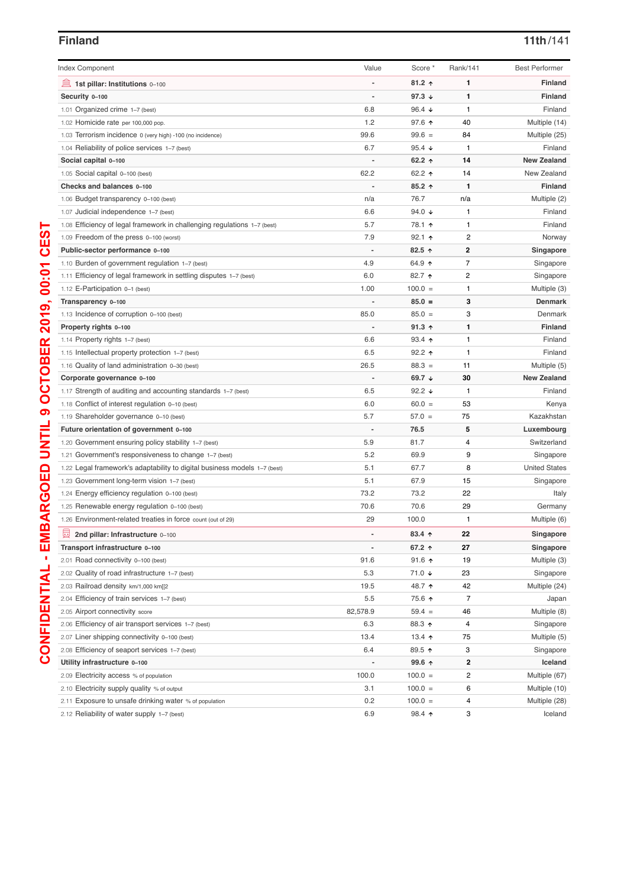## Finland

**11th/141**

| Index Component | Value | Score * | Rank/141 | Best Performer |
|---|---|---|---|---|
| **1st pillar: Institutions** 0–100 | - | **81.2 ↑** | **1** | **Finland** |
| **Security** 0–100 | - | **97.3 ↓** | **1** | **Finland** |
| 1.01 Organized crime 1–7 (best) | 6.8 | 96.4 ↓ | 1 | Finland |
| 1.02 Homicide rate per 100,000 pop. | 1.2 | 97.6 ↑ | 40 | Multiple (14) |
| 1.03 Terrorism incidence 0 (very high) -100 (no incidence) | 99.6 | 99.6 = | 84 | Multiple (25) |
| 1.04 Reliability of police services 1–7 (best) | 6.7 | 95.4 ↓ | 1 | Finland |
| **Social capital** 0–100 | - | **62.2 ↑** | **14** | **New Zealand** |
| 1.05 Social capital 0–100 (best) | 62.2 | 62.2 ↑ | 14 | New Zealand |
| **Checks and balances** 0–100 | - | **85.2 ↑** | **1** | **Finland** |
| 1.06 Budget transparency 0–100 (best) | n/a | 76.7 | n/a | Multiple (2) |
| 1.07 Judicial independence 1–7 (best) | 6.6 | 94.0 ↓ | 1 | Finland |
| 1.08 Efficiency of legal framework in challenging regulations 1–7 (best) | 5.7 | 78.1 ↑ | 1 | Finland |
| 1.09 Freedom of the press 0–100 (worst) | 7.9 | 92.1 ↑ | 2 | Norway |
| **Public-sector performance** 0–100 | - | **82.5 ↑** | **2** | **Singapore** |
| 1.10 Burden of government regulation 1–7 (best) | 4.9 | 64.9 ↑ | 7 | Singapore |
| 1.11 Efficiency of legal framework in settling disputes 1–7 (best) | 6.0 | 82.7 ↑ | 2 | Singapore |
| 1.12 E-Participation 0–1 (best) | 1.00 | 100.0 = | 1 | Multiple (3) |
| **Transparency** 0–100 | - | **85.0 =** | **3** | **Denmark** |
| 1.13 Incidence of corruption 0–100 (best) | 85.0 | 85.0 = | 3 | Denmark |
| **Property rights** 0–100 | - | **91.3 ↑** | **1** | **Finland** |
| 1.14 Property rights 1–7 (best) | 6.6 | 93.4 ↑ | 1 | Finland |
| 1.15 Intellectual property protection 1–7 (best) | 6.5 | 92.2 ↑ | 1 | Finland |
| 1.16 Quality of land administration 0–30 (best) | 26.5 | 88.3 = | 11 | Multiple (5) |
| **Corporate governance** 0–100 | - | **69.7 ↓** | **30** | **New Zealand** |
| 1.17 Strength of auditing and accounting standards 1–7 (best) | 6.5 | 92.2 ↓ | 1 | Finland |
| 1.18 Conflict of interest regulation 0–10 (best) | 6.0 | 60.0 = | 53 | Kenya |
| 1.19 Shareholder governance 0–10 (best) | 5.7 | 57.0 = | 75 | Kazakhstan |
| **Future orientation of government** 0–100 | - | **76.5** | **5** | **Luxembourg** |
| 1.20 Government ensuring policy stability 1–7 (best) | 5.9 | 81.7 | 4 | Switzerland |
| 1.21 Government's responsiveness to change 1–7 (best) | 5.2 | 69.9 | 9 | Singapore |
| 1.22 Legal framework's adaptability to digital business models 1–7 (best) | 5.1 | 67.7 | 8 | United States |
| 1.23 Government long-term vision 1–7 (best) | 5.1 | 67.9 | 15 | Singapore |
| 1.24 Energy efficiency regulation 0–100 (best) | 73.2 | 73.2 | 22 | Italy |
| 1.25 Renewable energy regulation 0–100 (best) | 70.6 | 70.6 | 29 | Germany |
| 1.26 Environment-related treaties in force count (out of 29) | 29 | 100.0 | 1 | Multiple (6) |
| **2nd pillar: Infrastructure** 0–100 | - | **83.4 ↑** | **22** | **Singapore** |
| **Transport infrastructure** 0–100 | - | **67.2 ↑** | **27** | **Singapore** |
| 2.01 Road connectivity 0–100 (best) | 91.6 | 91.6 ↑ | 19 | Multiple (3) |
| 2.02 Quality of road infrastructure 1–7 (best) | 5.3 | 71.0 ↓ | 23 | Singapore |
| 2.03 Railroad density km/1,000 km[[2 | 19.5 | 48.7 ↑ | 42 | Multiple (24) |
| 2.04 Efficiency of train services 1–7 (best) | 5.5 | 75.6 ↑ | 7 | Japan |
| 2.05 Airport connectivity score | 82,578.9 | 59.4 = | 46 | Multiple (8) |
| 2.06 Efficiency of air transport services 1–7 (best) | 6.3 | 88.3 ↑ | 4 | Singapore |
| 2.07 Liner shipping connectivity 0–100 (best) | 13.4 | 13.4 ↑ | 75 | Multiple (5) |
| 2.08 Efficiency of seaport services 1–7 (best) | 6.4 | 89.5 ↑ | 3 | Singapore |
| **Utility infrastructure** 0–100 | - | **99.6 ↑** | **2** | **Iceland** |
| 2.09 Electricity access % of population | 100.0 | 100.0 = | 2 | Multiple (67) |
| 2.10 Electricity supply quality % of output | 3.1 | 100.0 = | 6 | Multiple (10) |
| 2.11 Exposure to unsafe drinking water % of population | 0.2 | 100.0 = | 4 | Multiple (28) |
| 2.12 Reliability of water supply 1–7 (best) | 6.9 | 98.4 ↑ | 3 | Iceland |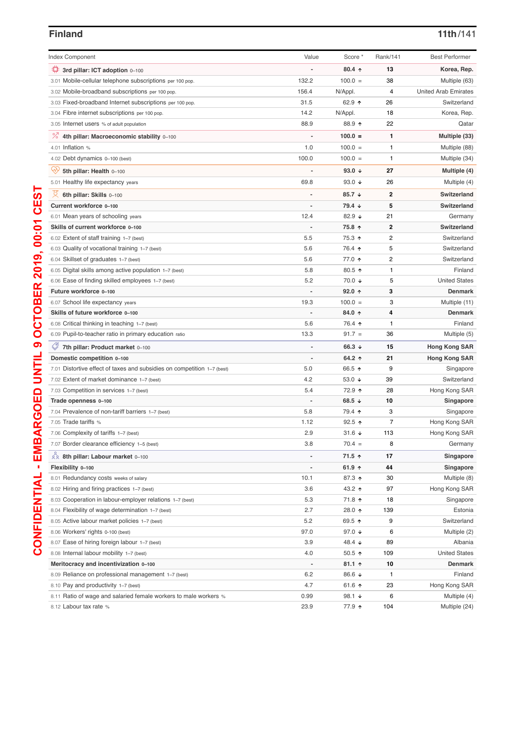## Finland

**11th**/141

| Index Component | Value | Score * | Rank/141 | Best Performer |
|---|---|---|---|---|
| **3rd pillar: ICT adoption** 0–100 | - | **80.4 ↑** | **13** | **Korea, Rep.** |
| 3.01 Mobile-cellular telephone subscriptions per 100 pop. | 132.2 | 100.0 = | 38 | Multiple (63) |
| 3.02 Mobile-broadband subscriptions per 100 pop. | 156.4 | N/Appl. | 4 | United Arab Emirates |
| 3.03 Fixed-broadband Internet subscriptions per 100 pop. | 31.5 | 62.9 ↑ | 26 | Switzerland |
| 3.04 Fibre internet subscriptions per 100 pop. | 14.2 | N/Appl. | 18 | Korea, Rep. |
| 3.05 Internet users % of adult population | 88.9 | 88.9 ↑ | 22 | Qatar |
| **4th pillar: Macroeconomic stability** 0–100 | - | **100.0 =** | **1** | **Multiple (33)** |
| 4.01 Inflation % | 1.0 | 100.0 = | 1 | Multiple (88) |
| 4.02 Debt dynamics 0–100 (best) | 100.0 | 100.0 = | 1 | Multiple (34) |
| **5th pillar: Health** 0–100 | - | **93.0 ↓** | **27** | **Multiple (4)** |
| 5.01 Healthy life expectancy years | 69.8 | 93.0 ↓ | 26 | Multiple (4) |
| **6th pillar: Skills** 0–100 | - | **85.7 ↓** | **2** | **Switzerland** |
| **Current workforce** 0–100 | - | **79.4 ↓** | **5** | **Switzerland** |
| 6.01 Mean years of schooling years | 12.4 | 82.9 ↓ | 21 | Germany |
| **Skills of current workforce** 0–100 | - | **75.8 ↑** | **2** | **Switzerland** |
| 6.02 Extent of staff training 1–7 (best) | 5.5 | 75.3 ↑ | 2 | Switzerland |
| 6.03 Quality of vocational training 1–7 (best) | 5.6 | 76.4 ↑ | 5 | Switzerland |
| 6.04 Skillset of graduates 1–7 (best) | 5.6 | 77.0 ↑ | 2 | Switzerland |
| 6.05 Digital skills among active population 1–7 (best) | 5.8 | 80.5 ↑ | 1 | Finland |
| 6.06 Ease of finding skilled employees 1–7 (best) | 5.2 | 70.0 ↓ | 5 | United States |
| **Future workforce** 0–100 | - | **92.0 ↑** | **3** | **Denmark** |
| 6.07 School life expectancy years | 19.3 | 100.0 = | 3 | Multiple (11) |
| **Skills of future workforce** 0–100 | - | **84.0 ↑** | **4** | **Denmark** |
| 6.08 Critical thinking in teaching 1–7 (best) | 5.6 | 76.4 ↑ | 1 | Finland |
| 6.09 Pupil-to-teacher ratio in primary education ratio | 13.3 | 91.7 = | 36 | Multiple (5) |
| **7th pillar: Product market** 0–100 | - | **66.3 ↓** | **15** | **Hong Kong SAR** |
| **Domestic competition** 0–100 | - | **64.2 ↑** | **21** | **Hong Kong SAR** |
| 7.01 Distortive effect of taxes and subsidies on competition 1–7 (best) | 5.0 | 66.5 ↑ | 9 | Singapore |
| 7.02 Extent of market dominance 1–7 (best) | 4.2 | 53.0 ↓ | 39 | Switzerland |
| 7.03 Competition in services 1–7 (best) | 5.4 | 72.9 ↑ | 28 | Hong Kong SAR |
| **Trade openness** 0–100 | - | **68.5 ↓** | **10** | **Singapore** |
| 7.04 Prevalence of non-tariff barriers 1–7 (best) | 5.8 | 79.4 ↑ | 3 | Singapore |
| 7.05 Trade tariffs % | 1.12 | 92.5 ↑ | 7 | Hong Kong SAR |
| 7.06 Complexity of tariffs 1–7 (best) | 2.9 | 31.6 ↓ | 113 | Hong Kong SAR |
| 7.07 Border clearance efficiency 1–5 (best) | 3.8 | 70.4 = | 8 | Germany |
| **8th pillar: Labour market** 0–100 | - | **71.5 ↑** | **17** | **Singapore** |
| **Flexibility** 0–100 | - | **61.9 ↑** | **44** | **Singapore** |
| 8.01 Redundancy costs weeks of salary | 10.1 | 87.3 ↑ | 30 | Multiple (8) |
| 8.02 Hiring and firing practices 1–7 (best) | 3.6 | 43.2 ↑ | 97 | Hong Kong SAR |
| 8.03 Cooperation in labour-employer relations 1–7 (best) | 5.3 | 71.8 ↑ | 18 | Singapore |
| 8.04 Flexibility of wage determination 1–7 (best) | 2.7 | 28.0 ↑ | 139 | Estonia |
| 8.05 Active labour market policies 1–7 (best) | 5.2 | 69.5 ↑ | 9 | Switzerland |
| 8.06 Workers' rights 0-100 (best) | 97.0 | 97.0 ↓ | 6 | Multiple (2) |
| 8.07 Ease of hiring foreign labour 1–7 (best) | 3.9 | 48.4 ↓ | 89 | Albania |
| 8.08 Internal labour mobility 1–7 (best) | 4.0 | 50.5 ↑ | 109 | United States |
| **Meritocracy and incentivization** 0–100 | - | **81.1 ↑** | **10** | **Denmark** |
| 8.09 Reliance on professional management 1–7 (best) | 6.2 | 86.6 ↓ | 1 | Finland |
| 8.10 Pay and productivity 1–7 (best) | 4.7 | 61.6 ↑ | 23 | Hong Kong SAR |
| 8.11 Ratio of wage and salaried female workers to male workers % | 0.99 | 98.1 ↓ | 6 | Multiple (4) |
| 8.12 Labour tax rate % | 23.9 | 77.9 ↑ | 104 | Multiple (24) |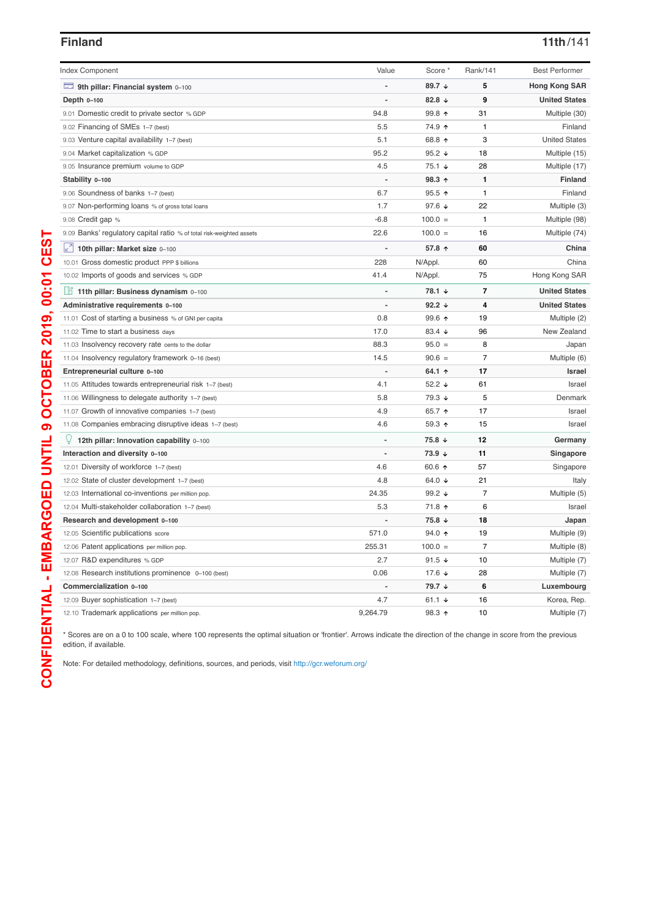## Finland

**11th/141**

| Index Component | Value | Score * | Rank/141 | Best Performer |
|---|---|---|---|---|
| **9th pillar: Financial system** 0–100 | - | **89.7 ↓** | **5** | **Hong Kong SAR** |
| **Depth** 0–100 | - | **82.8 ↓** | **9** | **United States** |
| 9.01 Domestic credit to private sector % GDP | 94.8 | 99.8 ↑ | 31 | Multiple (30) |
| 9.02 Financing of SMEs 1–7 (best) | 5.5 | 74.9 ↑ | 1 | Finland |
| 9.03 Venture capital availability 1–7 (best) | 5.1 | 68.8 ↑ | 3 | United States |
| 9.04 Market capitalization % GDP | 95.2 | 95.2 ↓ | 18 | Multiple (15) |
| 9.05 Insurance premium volume to GDP | 4.5 | 75.1 ↓ | 28 | Multiple (17) |
| **Stability** 0–100 | - | **98.3 ↑** | **1** | **Finland** |
| 9.06 Soundness of banks 1–7 (best) | 6.7 | 95.5 ↑ | 1 | Finland |
| 9.07 Non-performing loans % of gross total loans | 1.7 | 97.6 ↓ | 22 | Multiple (3) |
| 9.08 Credit gap % | -6.8 | 100.0 = | 1 | Multiple (98) |
| 9.09 Banks' regulatory capital ratio % of total risk-weighted assets | 22.6 | 100.0 = | 16 | Multiple (74) |
| **10th pillar: Market size** 0–100 | - | **57.8 ↑** | **60** | **China** |
| 10.01 Gross domestic product PPP $ billions | 228 | N/Appl. | 60 | China |
| 10.02 Imports of goods and services % GDP | 41.4 | N/Appl. | 75 | Hong Kong SAR |
| **11th pillar: Business dynamism** 0–100 | - | **78.1 ↓** | **7** | **United States** |
| **Administrative requirements** 0–100 | - | **92.2 ↓** | **4** | **United States** |
| 11.01 Cost of starting a business % of GNI per capita | 0.8 | 99.6 ↑ | 19 | Multiple (2) |
| 11.02 Time to start a business days | 17.0 | 83.4 ↓ | 96 | New Zealand |
| 11.03 Insolvency recovery rate cents to the dollar | 88.3 | 95.0 = | 8 | Japan |
| 11.04 Insolvency regulatory framework 0–16 (best) | 14.5 | 90.6 = | 7 | Multiple (6) |
| **Entrepreneurial culture** 0–100 | - | **64.1 ↑** | **17** | **Israel** |
| 11.05 Attitudes towards entrepreneurial risk 1–7 (best) | 4.1 | 52.2 ↓ | 61 | Israel |
| 11.06 Willingness to delegate authority 1–7 (best) | 5.8 | 79.3 ↓ | 5 | Denmark |
| 11.07 Growth of innovative companies 1–7 (best) | 4.9 | 65.7 ↑ | 17 | Israel |
| 11.08 Companies embracing disruptive ideas 1–7 (best) | 4.6 | 59.3 ↑ | 15 | Israel |
| **12th pillar: Innovation capability** 0–100 | - | **75.8 ↓** | **12** | **Germany** |
| **Interaction and diversity** 0–100 | - | **73.9 ↓** | **11** | **Singapore** |
| 12.01 Diversity of workforce 1–7 (best) | 4.6 | 60.6 ↑ | 57 | Singapore |
| 12.02 State of cluster development 1–7 (best) | 4.8 | 64.0 ↓ | 21 | Italy |
| 12.03 International co-inventions per million pop. | 24.35 | 99.2 ↓ | 7 | Multiple (5) |
| 12.04 Multi-stakeholder collaboration 1–7 (best) | 5.3 | 71.8 ↑ | 6 | Israel |
| **Research and development** 0–100 | - | **75.8 ↓** | **18** | **Japan** |
| 12.05 Scientific publications score | 571.0 | 94.0 ↑ | 19 | Multiple (9) |
| 12.06 Patent applications per million pop. | 255.31 | 100.0 = | 7 | Multiple (8) |
| 12.07 R&D expenditures % GDP | 2.7 | 91.5 ↓ | 10 | Multiple (7) |
| 12.08 Research institutions prominence 0–100 (best) | 0.06 | 17.6 ↓ | 28 | Multiple (7) |
| **Commercialization** 0–100 | - | **79.7 ↓** | **6** | **Luxembourg** |
| 12.09 Buyer sophistication 1–7 (best) | 4.7 | 61.1 ↓ | 16 | Korea, Rep. |
| 12.10 Trademark applications per million pop. | 9,264.79 | 98.3 ↑ | 10 | Multiple (7) |

\* Scores are on a 0 to 100 scale, where 100 represents the optimal situation or 'frontier'. Arrows indicate the direction of the change in score from the previous edition, if available.

Note: For detailed methodology, definitions, sources, and periods, visit http://gcr.weforum.org/

CONFIDENTIAL - EMBARGOED UNTIL 9 OCTOBER 2019, 00:01 CEST